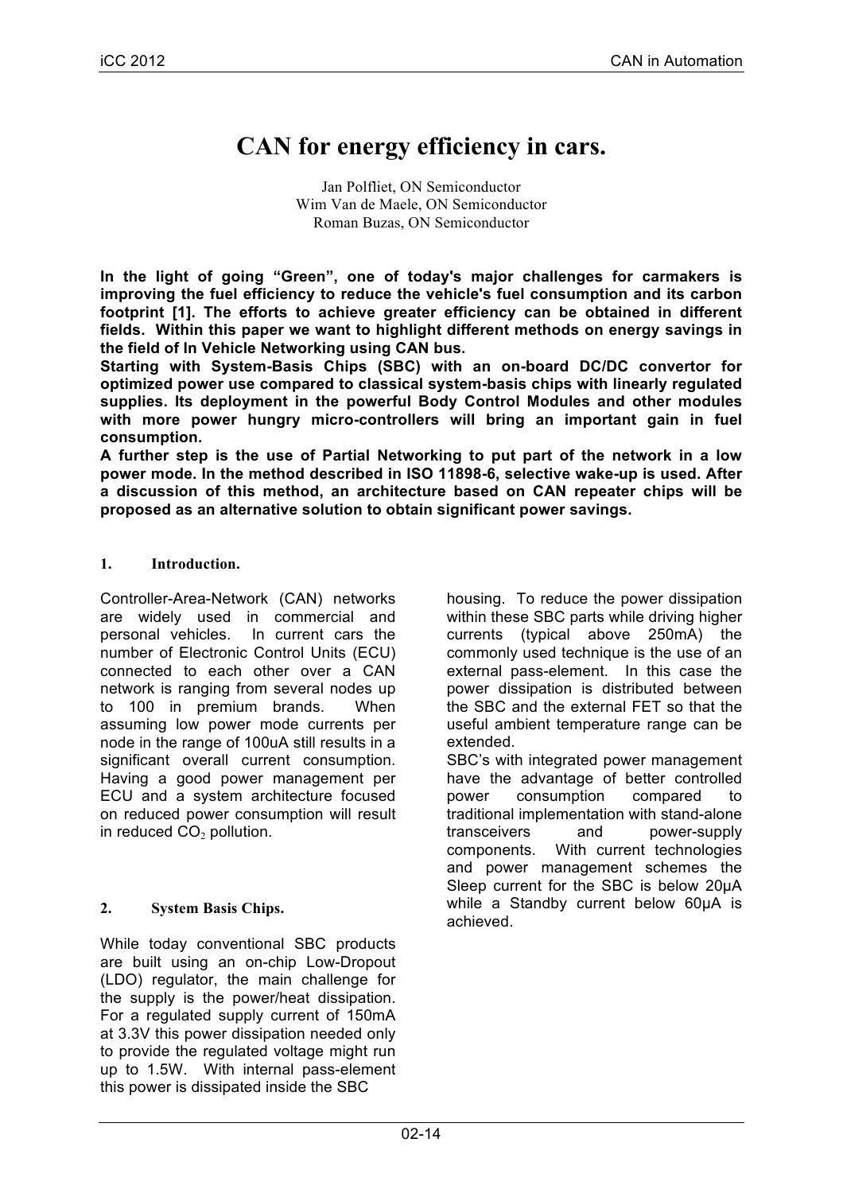# CAN for energy efficiency in cars.

Jan Polfliet, ON Semiconductor
Wim Van de Maele, ON Semiconductor
Roman Buzas, ON Semiconductor

**In the light of going "Green", one of today's major challenges for carmakers is improving the fuel efficiency to reduce the vehicle's fuel consumption and its carbon footprint [1]. The efforts to achieve greater efficiency can be obtained in different fields. Within this paper we want to highlight different methods on energy savings in the field of In Vehicle Networking using CAN bus.**

**Starting with System-Basis Chips (SBC) with an on-board DC/DC convertor for optimized power use compared to classical system-basis chips with linearly regulated supplies. Its deployment in the powerful Body Control Modules and other modules with more power hungry micro-controllers will bring an important gain in fuel consumption.**

**A further step is the use of Partial Networking to put part of the network in a low power mode. In the method described in ISO 11898-6, selective wake-up is used. After a discussion of this method, an architecture based on CAN repeater chips will be proposed as an alternative solution to obtain significant power savings.**

## 1. Introduction.

Controller-Area-Network (CAN) networks are widely used in commercial and personal vehicles. In current cars the number of Electronic Control Units (ECU) connected to each other over a CAN network is ranging from several nodes up to 100 in premium brands. When assuming low power mode currents per node in the range of 100uA still results in a significant overall current consumption. Having a good power management per ECU and a system architecture focused on reduced power consumption will result in reduced $CO_2$ pollution.

## 2. System Basis Chips.

While today conventional SBC products are built using an on-chip Low-Dropout (LDO) regulator, the main challenge for the supply is the power/heat dissipation. For a regulated supply current of 150mA at 3.3V this power dissipation needed only to provide the regulated voltage might run up to 1.5W. With internal pass-element this power is dissipated inside the SBC housing. To reduce the power dissipation within these SBC parts while driving higher currents (typical above 250mA) the commonly used technique is the use of an external pass-element. In this case the power dissipation is distributed between the SBC and the external FET so that the useful ambient temperature range can be extended.

SBC's with integrated power management have the advantage of better controlled power consumption compared to traditional implementation with stand-alone transceivers and power-supply components. With current technologies and power management schemes the Sleep current for the SBC is below 20µA while a Standby current below 60µA is achieved.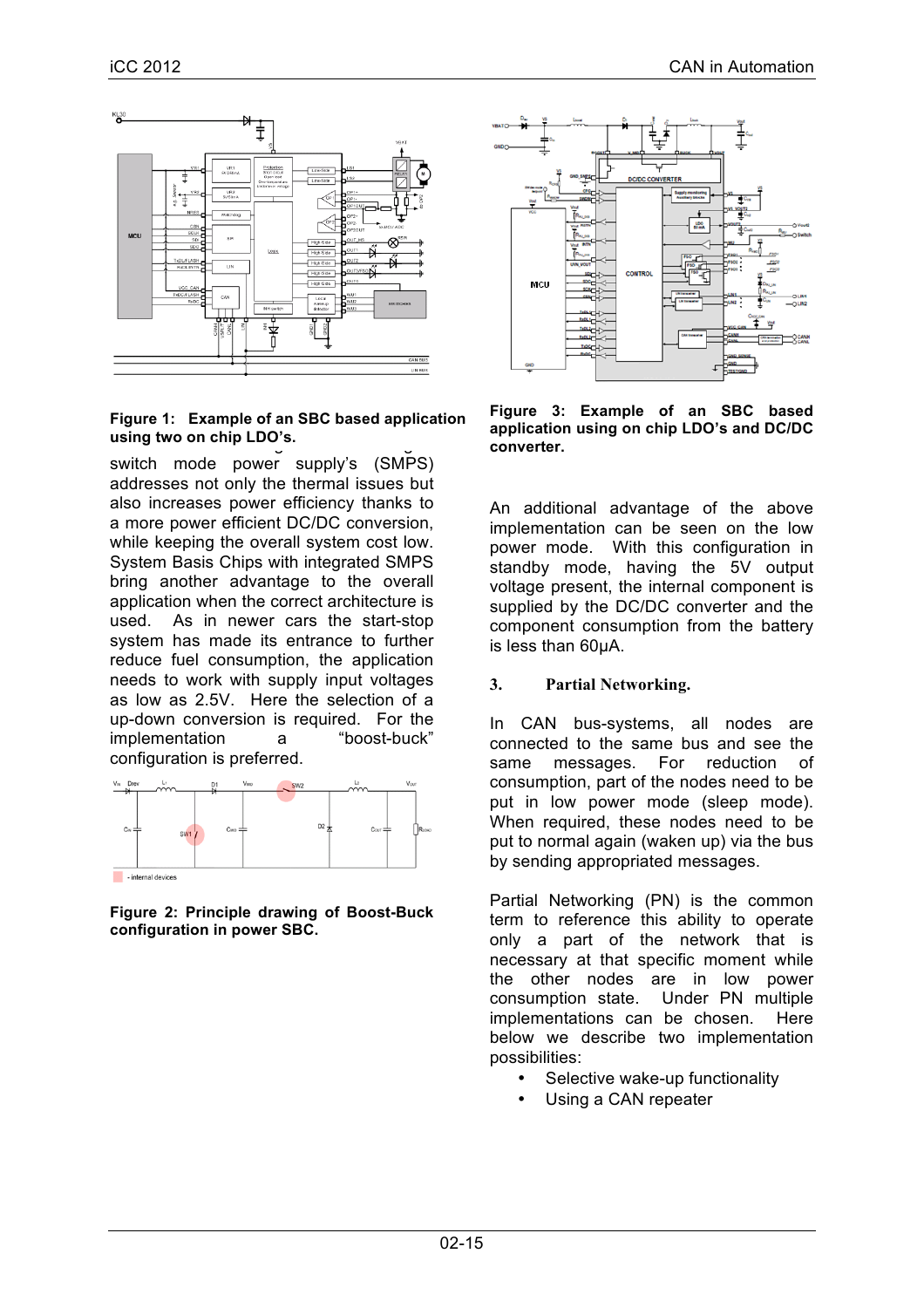**Figure 1: Example of an SBC based application using two on chip LDO's.**

switch mode power supply's (SMPS) addresses not only the thermal issues but also increases power efficiency thanks to a more power efficient DC/DC conversion, while keeping the overall system cost low. System Basis Chips with integrated SMPS bring another advantage to the overall application when the correct architecture is used. As in newer cars the start-stop system has made its entrance to further reduce fuel consumption, the application needs to work with supply input voltages as low as 2.5V. Here the selection of a up-down conversion is required. For the implementation a "boost-buck" configuration is preferred.

**Figure 2: Principle drawing of Boost-Buck configuration in power SBC.**

**Figure 3: Example of an SBC based application using on chip LDO's and DC/DC converter.**

An additional advantage of the above implementation can be seen on the low power mode. With this configuration in standby mode, having the 5V output voltage present, the internal component is supplied by the DC/DC converter and the component consumption from the battery is less than 60µA.

## 3. Partial Networking.

In CAN bus-systems, all nodes are connected to the same bus and see the same messages. For reduction of consumption, part of the nodes need to be put in low power mode (sleep mode). When required, these nodes need to be put to normal again (waken up) via the bus by sending appropriated messages.

Partial Networking (PN) is the common term to reference this ability to operate only a part of the network that is necessary at that specific moment while the other nodes are in low power consumption state. Under PN multiple implementations can be chosen. Here below we describe two implementation possibilities:

- Selective wake-up functionality
- Using a CAN repeater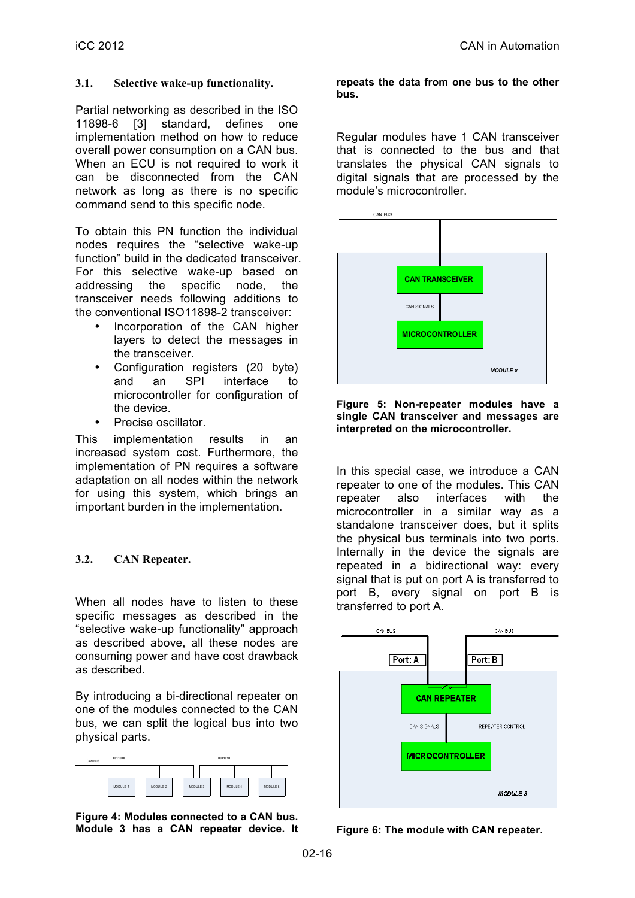### 3.1. Selective wake-up functionality.

Partial networking as described in the ISO 11898-6 [3] standard, defines one implementation method on how to reduce overall power consumption on a CAN bus. When an ECU is not required to work it can be disconnected from the CAN network as long as there is no specific command send to this specific node.

To obtain this PN function the individual nodes requires the “selective wake-up function” build in the dedicated transceiver. For this selective wake-up based on addressing the specific node, the transceiver needs following additions to the conventional ISO11898-2 transceiver:

- Incorporation of the CAN higher layers to detect the messages in the transceiver.
- Configuration registers (20 byte) and an SPI interface to microcontroller for configuration of the device.
- Precise oscillator.

This implementation results in an increased system cost. Furthermore, the implementation of PN requires a software adaptation on all nodes within the network for using this system, which brings an important burden in the implementation.

### 3.2. CAN Repeater.

When all nodes have to listen to these specific messages as described in the “selective wake-up functionality” approach as described above, all these nodes are consuming power and have cost drawback as described.

By introducing a bi-directional repeater on one of the modules connected to the CAN bus, we can split the logical bus into two physical parts.

**Figure 4: Modules connected to a CAN bus. Module 3 has a CAN repeater device. It repeats the data from one bus to the other bus.**

Regular modules have 1 CAN transceiver that is connected to the bus and that translates the physical CAN signals to digital signals that are processed by the module’s microcontroller.

**Figure 5: Non-repeater modules have a single CAN transceiver and messages are interpreted on the microcontroller.**

In this special case, we introduce a CAN repeater to one of the modules. This CAN repeater also interfaces with the microcontroller in a similar way as a standalone transceiver does, but it splits the physical bus terminals into two ports. Internally in the device the signals are repeated in a bidirectional way: every signal that is put on port A is transferred to port B, every signal on port B is transferred to port A.

**Figure 6: The module with CAN repeater.**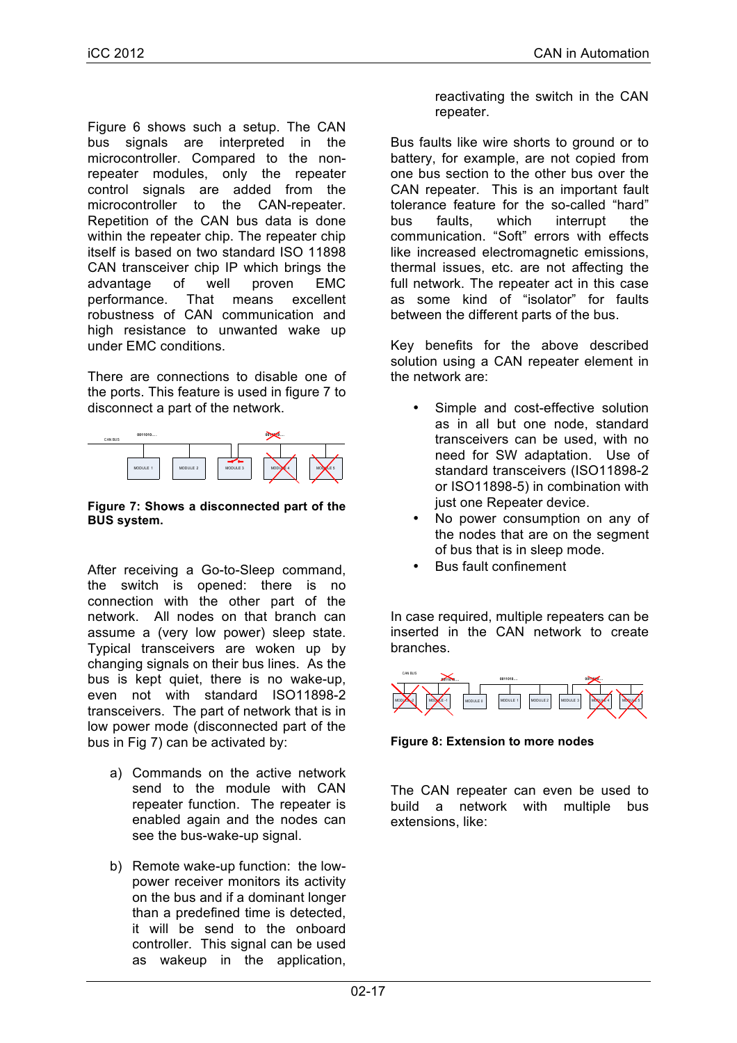Figure 6 shows such a setup. The CAN bus signals are interpreted in the microcontroller. Compared to the non-repeater modules, only the repeater control signals are added from the microcontroller to the CAN-repeater. Repetition of the CAN bus data is done within the repeater chip. The repeater chip itself is based on two standard ISO 11898 CAN transceiver chip IP which brings the advantage of well proven EMC performance. That means excellent robustness of CAN communication and high resistance to unwanted wake up under EMC conditions.

There are connections to disable one of the ports. This feature is used in figure 7 to disconnect a part of the network.

**Figure 7: Shows a disconnected part of the BUS system.**

After receiving a Go-to-Sleep command, the switch is opened: there is no connection with the other part of the network. All nodes on that branch can assume a (very low power) sleep state. Typical transceivers are woken up by changing signals on their bus lines. As the bus is kept quiet, there is no wake-up, even not with standard ISO11898-2 transceivers. The part of network that is in low power mode (disconnected part of the bus in Fig 7) can be activated by:

a) Commands on the active network send to the module with CAN repeater function. The repeater is enabled again and the nodes can see the bus-wake-up signal.

b) Remote wake-up function: the low-power receiver monitors its activity on the bus and if a dominant longer than a predefined time is detected, it will be send to the onboard controller. This signal can be used as wakeup in the application, reactivating the switch in the CAN repeater.

Bus faults like wire shorts to ground or to battery, for example, are not copied from one bus section to the other bus over the CAN repeater. This is an important fault tolerance feature for the so-called "hard" bus faults, which interrupt the communication. "Soft" errors with effects like increased electromagnetic emissions, thermal issues, etc. are not affecting the full network. The repeater act in this case as some kind of "isolator" for faults between the different parts of the bus.

Key benefits for the above described solution using a CAN repeater element in the network are:

- Simple and cost-effective solution as in all but one node, standard transceivers can be used, with no need for SW adaptation. Use of standard transceivers (ISO11898-2 or ISO11898-5) in combination with just one Repeater device.
- No power consumption on any of the nodes that are on the segment of bus that is in sleep mode.
- Bus fault confinement

In case required, multiple repeaters can be inserted in the CAN network to create branches.

**Figure 8: Extension to more nodes**

The CAN repeater can even be used to build a network with multiple bus extensions, like: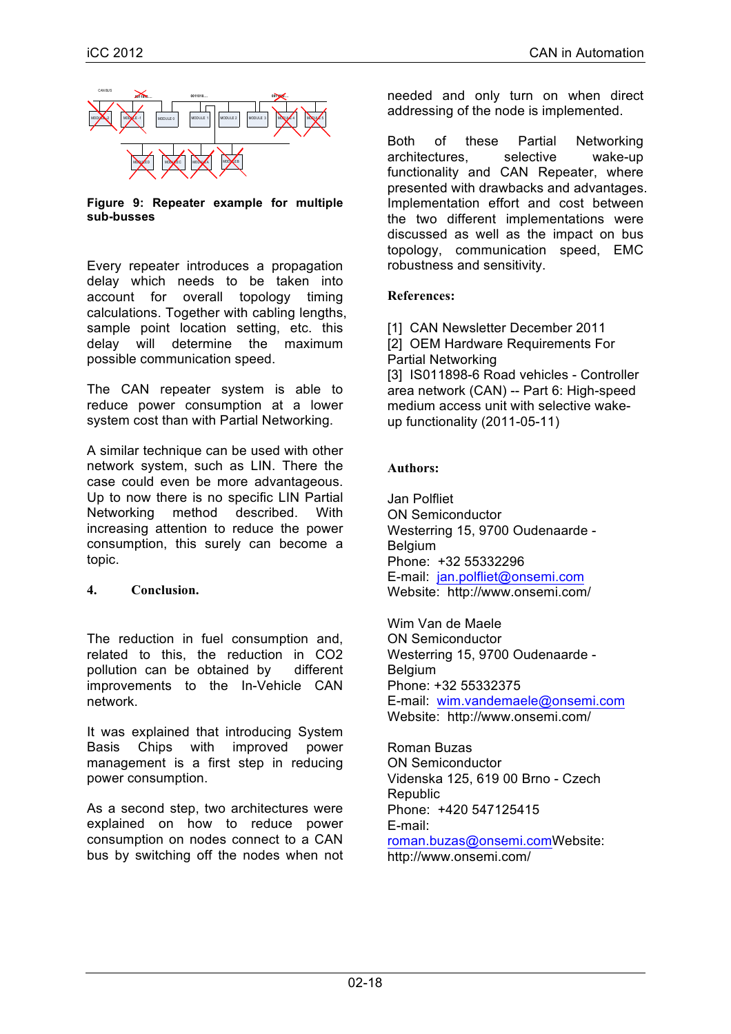**Figure 9: Repeater example for multiple sub-busses**

Every repeater introduces a propagation delay which needs to be taken into account for overall topology timing calculations. Together with cabling lengths, sample point location setting, etc. this delay will determine the maximum possible communication speed.

The CAN repeater system is able to reduce power consumption at a lower system cost than with Partial Networking.

A similar technique can be used with other network system, such as LIN. There the case could even be more advantageous. Up to now there is no specific LIN Partial Networking method described. With increasing attention to reduce the power consumption, this surely can become a topic.

## 4. Conclusion.

The reduction in fuel consumption and, related to this, the reduction in $CO_2$ pollution can be obtained by different improvements to the In-Vehicle CAN network.

It was explained that introducing System Basis Chips with improved power management is a first step in reducing power consumption.

As a second step, two architectures were explained on how to reduce power consumption on nodes connect to a CAN bus by switching off the nodes when not needed and only turn on when direct addressing of the node is implemented.

Both of these Partial Networking architectures, selective wake-up functionality and CAN Repeater, where presented with drawbacks and advantages. Implementation effort and cost between the two different implementations were discussed as well as the impact on bus topology, communication speed, EMC robustness and sensitivity.

**References:**

[1] CAN Newsletter December 2011
[2] OEM Hardware Requirements For Partial Networking
[3] IS011898-6 Road vehicles - Controller area network (CAN) -- Part 6: High-speed medium access unit with selective wake-up functionality (2011-05-11)

**Authors:**

Jan Polfliet
ON Semiconductor
Westerring 15, 9700 Oudenaarde - Belgium
Phone: +32 55332296
E-mail: jan.polfliet@onsemi.com
Website: http://www.onsemi.com/

Wim Van de Maele
ON Semiconductor
Westerring 15, 9700 Oudenaarde - Belgium
Phone: +32 55332375
E-mail: wim.vandemaele@onsemi.com
Website: http://www.onsemi.com/

Roman Buzas
ON Semiconductor
Videnska 125, 619 00 Brno - Czech Republic
Phone: +420 547125415
E-mail: roman.buzas@onsemi.comWebsite: http://www.onsemi.com/